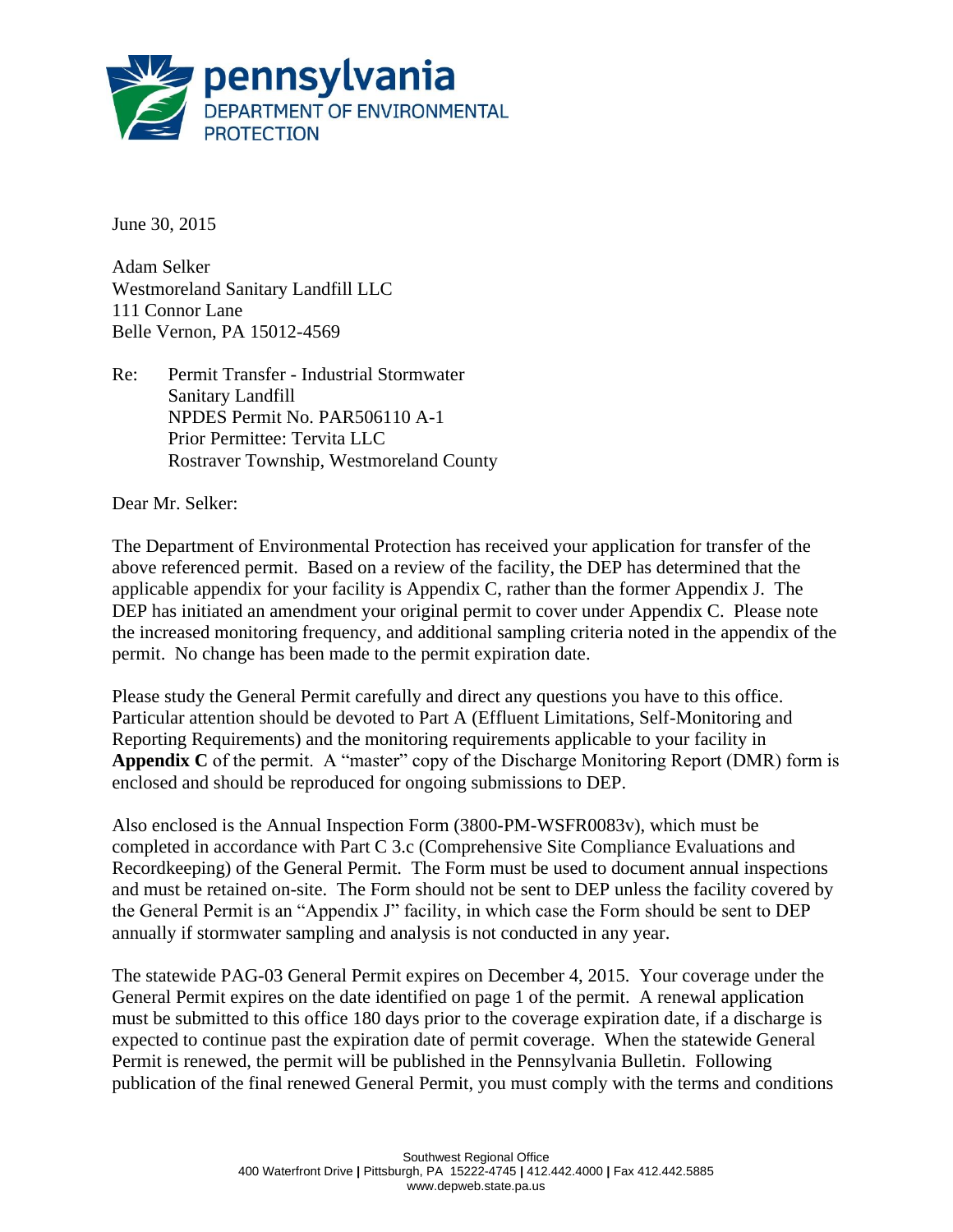**pennsylvania**
DEPARTMENT OF ENVIRONMENTAL PROTECTION

June 30, 2015

Adam Selker
Westmoreland Sanitary Landfill LLC
111 Connor Lane
Belle Vernon, PA 15012-4569

Re: Permit Transfer - Industrial Stormwater
Sanitary Landfill
NPDES Permit No. PAR506110 A-1
Prior Permittee: Tervita LLC
Rostraver Township, Westmoreland County

Dear Mr. Selker:

The Department of Environmental Protection has received your application for transfer of the above referenced permit. Based on a review of the facility, the DEP has determined that the applicable appendix for your facility is Appendix C, rather than the former Appendix J. The DEP has initiated an amendment your original permit to cover under Appendix C. Please note the increased monitoring frequency, and additional sampling criteria noted in the appendix of the permit. No change has been made to the permit expiration date.

Please study the General Permit carefully and direct any questions you have to this office. Particular attention should be devoted to Part A (Effluent Limitations, Self-Monitoring and Reporting Requirements) and the monitoring requirements applicable to your facility in **Appendix C** of the permit. A "master" copy of the Discharge Monitoring Report (DMR) form is enclosed and should be reproduced for ongoing submissions to DEP.

Also enclosed is the Annual Inspection Form (3800-PM-WSFR0083v), which must be completed in accordance with Part C 3.c (Comprehensive Site Compliance Evaluations and Recordkeeping) of the General Permit. The Form must be used to document annual inspections and must be retained on-site. The Form should not be sent to DEP unless the facility covered by the General Permit is an "Appendix J" facility, in which case the Form should be sent to DEP annually if stormwater sampling and analysis is not conducted in any year.

The statewide PAG-03 General Permit expires on December 4, 2015. Your coverage under the General Permit expires on the date identified on page 1 of the permit. A renewal application must be submitted to this office 180 days prior to the coverage expiration date, if a discharge is expected to continue past the expiration date of permit coverage. When the statewide General Permit is renewed, the permit will be published in the Pennsylvania Bulletin. Following publication of the final renewed General Permit, you must comply with the terms and conditions

Southwest Regional Office
400 Waterfront Drive | Pittsburgh, PA 15222-4745 | 412.442.4000 | Fax 412.442.5885
www.depweb.state.pa.us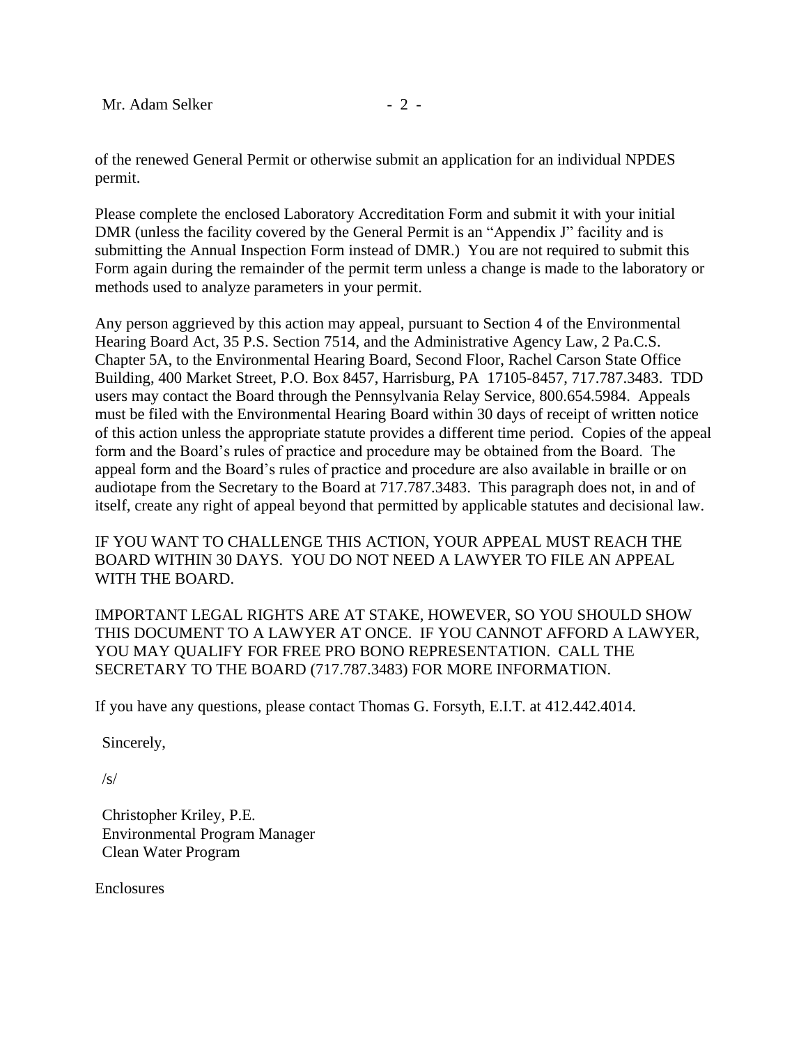of the renewed General Permit or otherwise submit an application for an individual NPDES permit.

Please complete the enclosed Laboratory Accreditation Form and submit it with your initial DMR (unless the facility covered by the General Permit is an "Appendix J" facility and is submitting the Annual Inspection Form instead of DMR.) You are not required to submit this Form again during the remainder of the permit term unless a change is made to the laboratory or methods used to analyze parameters in your permit.

Any person aggrieved by this action may appeal, pursuant to Section 4 of the Environmental Hearing Board Act, 35 P.S. Section 7514, and the Administrative Agency Law, 2 Pa.C.S. Chapter 5A, to the Environmental Hearing Board, Second Floor, Rachel Carson State Office Building, 400 Market Street, P.O. Box 8457, Harrisburg, PA 17105-8457, 717.787.3483. TDD users may contact the Board through the Pennsylvania Relay Service, 800.654.5984. Appeals must be filed with the Environmental Hearing Board within 30 days of receipt of written notice of this action unless the appropriate statute provides a different time period. Copies of the appeal form and the Board's rules of practice and procedure may be obtained from the Board. The appeal form and the Board's rules of practice and procedure are also available in braille or on audiotape from the Secretary to the Board at 717.787.3483. This paragraph does not, in and of itself, create any right of appeal beyond that permitted by applicable statutes and decisional law.

IF YOU WANT TO CHALLENGE THIS ACTION, YOUR APPEAL MUST REACH THE BOARD WITHIN 30 DAYS. YOU DO NOT NEED A LAWYER TO FILE AN APPEAL WITH THE BOARD.

IMPORTANT LEGAL RIGHTS ARE AT STAKE, HOWEVER, SO YOU SHOULD SHOW THIS DOCUMENT TO A LAWYER AT ONCE. IF YOU CANNOT AFFORD A LAWYER, YOU MAY QUALIFY FOR FREE PRO BONO REPRESENTATION. CALL THE SECRETARY TO THE BOARD (717.787.3483) FOR MORE INFORMATION.

If you have any questions, please contact Thomas G. Forsyth, E.I.T. at 412.442.4014.

Sincerely,

/s/

Christopher Kriley, P.E.
Environmental Program Manager
Clean Water Program

Enclosures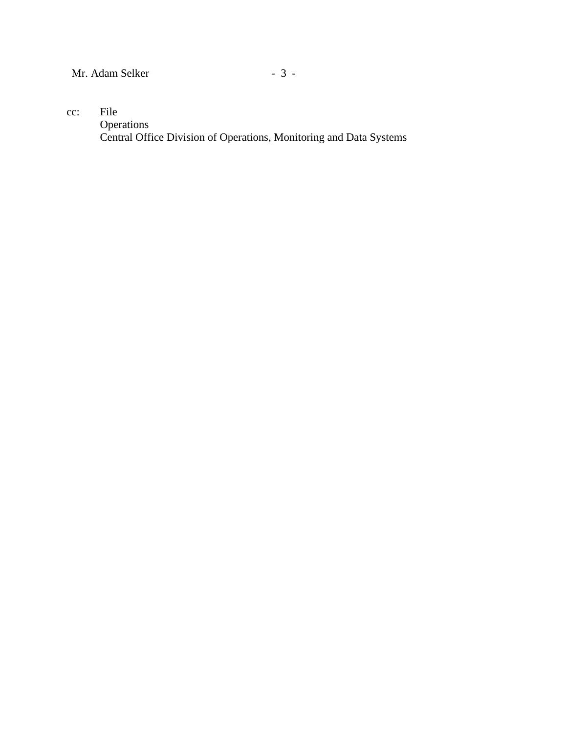cc: File
Operations
Central Office Division of Operations, Monitoring and Data Systems